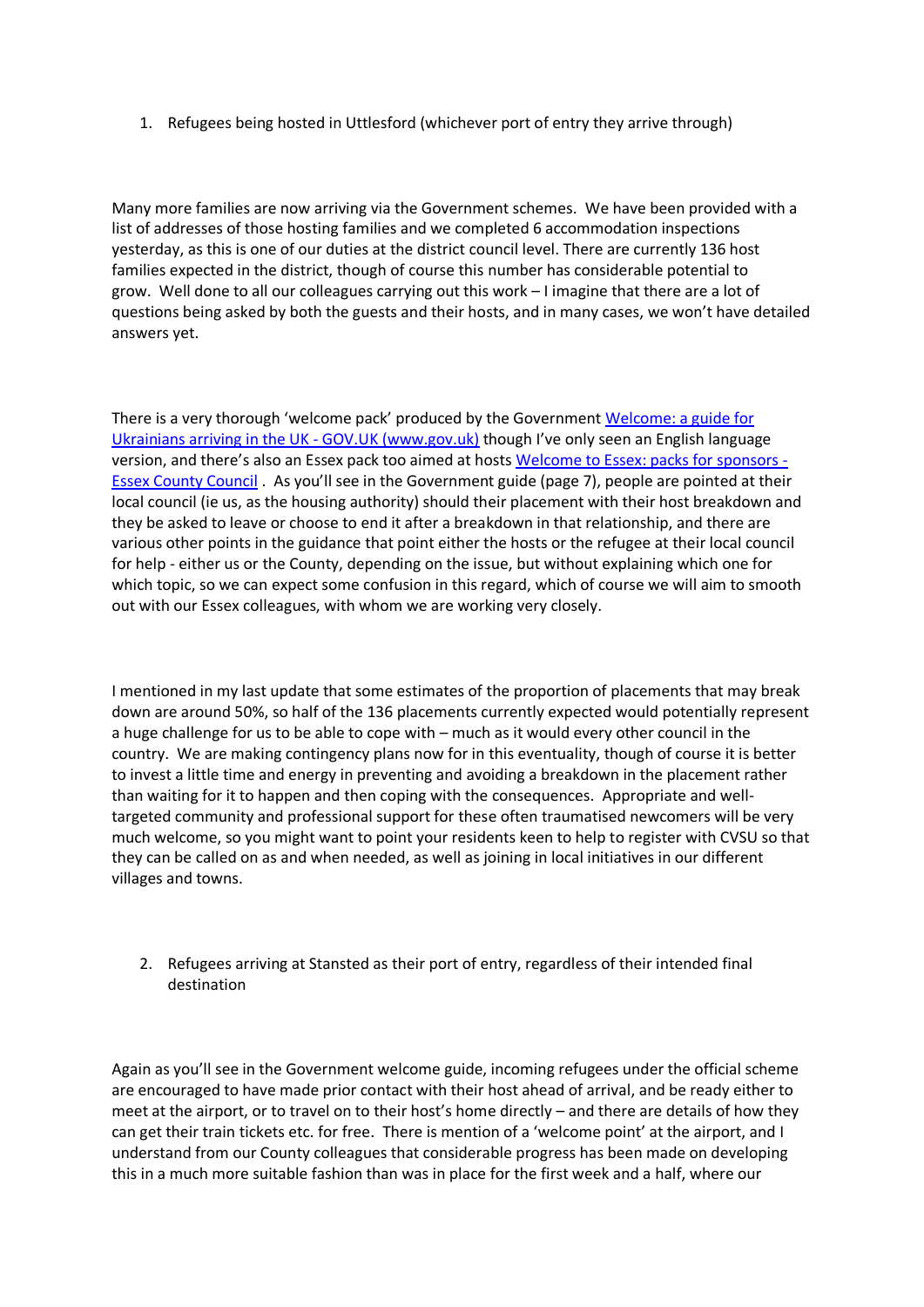1. Refugees being hosted in Uttlesford (whichever port of entry they arrive through)

Many more families are now arriving via the Government schemes. We have been provided with a list of addresses of those hosting families and we completed 6 accommodation inspections yesterday, as this is one of our duties at the district council level. There are currently 136 host families expected in the district, though of course this number has considerable potential to grow. Well done to all our colleagues carrying out this work – I imagine that there are a lot of questions being asked by both the guests and their hosts, and in many cases, we won't have detailed answers yet.

There is a very thorough 'welcome pack' produced by the Government Welcome: a guide for Ukrainians arriving in the UK - GOV.UK (www.gov.uk) though I've only seen an English language version, and there's also an Essex pack too aimed at hosts Welcome to Essex: packs for sponsors - Essex County Council . As you'll see in the Government guide (page 7), people are pointed at their local council (ie us, as the housing authority) should their placement with their host breakdown and they be asked to leave or choose to end it after a breakdown in that relationship, and there are various other points in the guidance that point either the hosts or the refugee at their local council for help - either us or the County, depending on the issue, but without explaining which one for which topic, so we can expect some confusion in this regard, which of course we will aim to smooth out with our Essex colleagues, with whom we are working very closely.

I mentioned in my last update that some estimates of the proportion of placements that may break down are around 50%, so half of the 136 placements currently expected would potentially represent a huge challenge for us to be able to cope with – much as it would every other council in the country. We are making contingency plans now for in this eventuality, though of course it is better to invest a little time and energy in preventing and avoiding a breakdown in the placement rather than waiting for it to happen and then coping with the consequences. Appropriate and well-targeted community and professional support for these often traumatised newcomers will be very much welcome, so you might want to point your residents keen to help to register with CVSU so that they can be called on as and when needed, as well as joining in local initiatives in our different villages and towns.

2. Refugees arriving at Stansted as their port of entry, regardless of their intended final destination

Again as you'll see in the Government welcome guide, incoming refugees under the official scheme are encouraged to have made prior contact with their host ahead of arrival, and be ready either to meet at the airport, or to travel on to their host's home directly – and there are details of how they can get their train tickets etc. for free. There is mention of a 'welcome point' at the airport, and I understand from our County colleagues that considerable progress has been made on developing this in a much more suitable fashion than was in place for the first week and a half, where our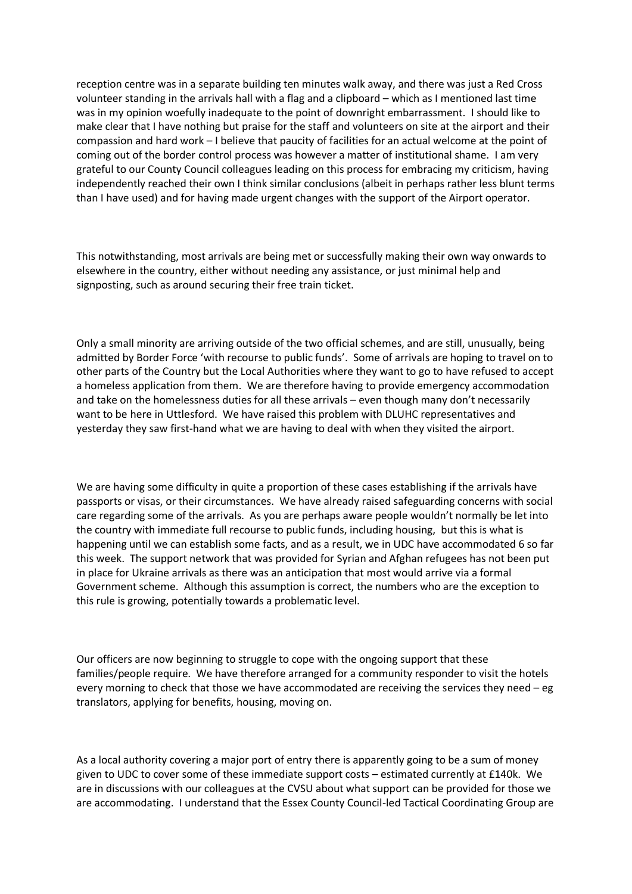reception centre was in a separate building ten minutes walk away, and there was just a Red Cross volunteer standing in the arrivals hall with a flag and a clipboard – which as I mentioned last time was in my opinion woefully inadequate to the point of downright embarrassment. I should like to make clear that I have nothing but praise for the staff and volunteers on site at the airport and their compassion and hard work – I believe that paucity of facilities for an actual welcome at the point of coming out of the border control process was however a matter of institutional shame. I am very grateful to our County Council colleagues leading on this process for embracing my criticism, having independently reached their own I think similar conclusions (albeit in perhaps rather less blunt terms than I have used) and for having made urgent changes with the support of the Airport operator.

This notwithstanding, most arrivals are being met or successfully making their own way onwards to elsewhere in the country, either without needing any assistance, or just minimal help and signposting, such as around securing their free train ticket.

Only a small minority are arriving outside of the two official schemes, and are still, unusually, being admitted by Border Force 'with recourse to public funds'. Some of arrivals are hoping to travel on to other parts of the Country but the Local Authorities where they want to go to have refused to accept a homeless application from them. We are therefore having to provide emergency accommodation and take on the homelessness duties for all these arrivals – even though many don't necessarily want to be here in Uttlesford. We have raised this problem with DLUHC representatives and yesterday they saw first-hand what we are having to deal with when they visited the airport.

We are having some difficulty in quite a proportion of these cases establishing if the arrivals have passports or visas, or their circumstances. We have already raised safeguarding concerns with social care regarding some of the arrivals. As you are perhaps aware people wouldn't normally be let into the country with immediate full recourse to public funds, including housing, but this is what is happening until we can establish some facts, and as a result, we in UDC have accommodated 6 so far this week. The support network that was provided for Syrian and Afghan refugees has not been put in place for Ukraine arrivals as there was an anticipation that most would arrive via a formal Government scheme. Although this assumption is correct, the numbers who are the exception to this rule is growing, potentially towards a problematic level.

Our officers are now beginning to struggle to cope with the ongoing support that these families/people require. We have therefore arranged for a community responder to visit the hotels every morning to check that those we have accommodated are receiving the services they need – eg translators, applying for benefits, housing, moving on.

As a local authority covering a major port of entry there is apparently going to be a sum of money given to UDC to cover some of these immediate support costs – estimated currently at £140k. We are in discussions with our colleagues at the CVSU about what support can be provided for those we are accommodating. I understand that the Essex County Council-led Tactical Coordinating Group are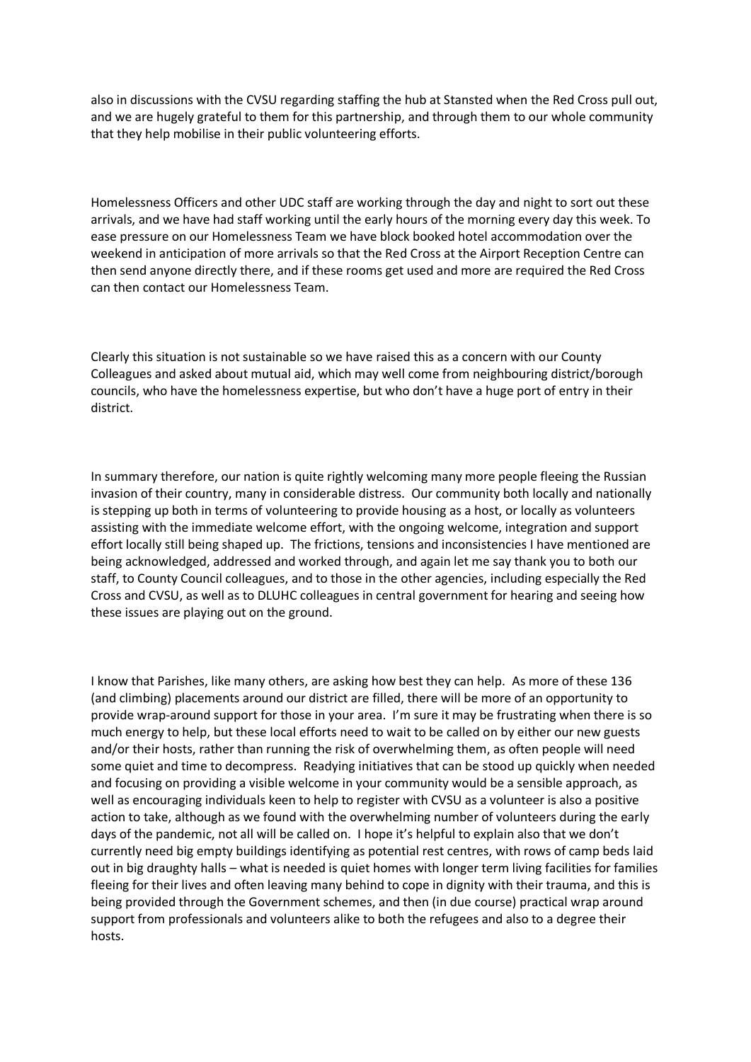also in discussions with the CVSU regarding staffing the hub at Stansted when the Red Cross pull out, and we are hugely grateful to them for this partnership, and through them to our whole community that they help mobilise in their public volunteering efforts.

Homelessness Officers and other UDC staff are working through the day and night to sort out these arrivals, and we have had staff working until the early hours of the morning every day this week. To ease pressure on our Homelessness Team we have block booked hotel accommodation over the weekend in anticipation of more arrivals so that the Red Cross at the Airport Reception Centre can then send anyone directly there, and if these rooms get used and more are required the Red Cross can then contact our Homelessness Team.

Clearly this situation is not sustainable so we have raised this as a concern with our County Colleagues and asked about mutual aid, which may well come from neighbouring district/borough councils, who have the homelessness expertise, but who don't have a huge port of entry in their district.

In summary therefore, our nation is quite rightly welcoming many more people fleeing the Russian invasion of their country, many in considerable distress. Our community both locally and nationally is stepping up both in terms of volunteering to provide housing as a host, or locally as volunteers assisting with the immediate welcome effort, with the ongoing welcome, integration and support effort locally still being shaped up. The frictions, tensions and inconsistencies I have mentioned are being acknowledged, addressed and worked through, and again let me say thank you to both our staff, to County Council colleagues, and to those in the other agencies, including especially the Red Cross and CVSU, as well as to DLUHC colleagues in central government for hearing and seeing how these issues are playing out on the ground.

I know that Parishes, like many others, are asking how best they can help. As more of these 136 (and climbing) placements around our district are filled, there will be more of an opportunity to provide wrap-around support for those in your area. I'm sure it may be frustrating when there is so much energy to help, but these local efforts need to wait to be called on by either our new guests and/or their hosts, rather than running the risk of overwhelming them, as often people will need some quiet and time to decompress. Readying initiatives that can be stood up quickly when needed and focusing on providing a visible welcome in your community would be a sensible approach, as well as encouraging individuals keen to help to register with CVSU as a volunteer is also a positive action to take, although as we found with the overwhelming number of volunteers during the early days of the pandemic, not all will be called on. I hope it's helpful to explain also that we don't currently need big empty buildings identifying as potential rest centres, with rows of camp beds laid out in big draughty halls – what is needed is quiet homes with longer term living facilities for families fleeing for their lives and often leaving many behind to cope in dignity with their trauma, and this is being provided through the Government schemes, and then (in due course) practical wrap around support from professionals and volunteers alike to both the refugees and also to a degree their hosts.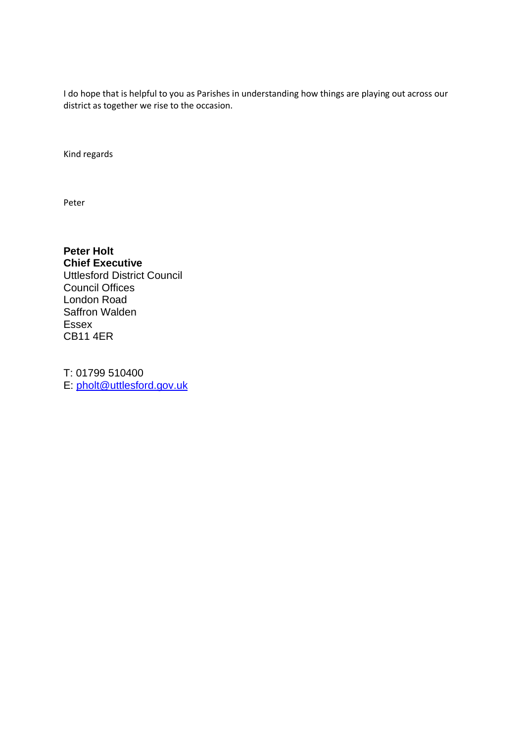I do hope that is helpful to you as Parishes in understanding how things are playing out across our district as together we rise to the occasion.

Kind regards

Peter

**Peter Holt**
**Chief Executive**
Uttlesford District Council
Council Offices
London Road
Saffron Walden
Essex
CB11 4ER

T: 01799 510400
E: [pholt@uttlesford.gov.uk](mailto:pholt@uttlesford.gov.uk)